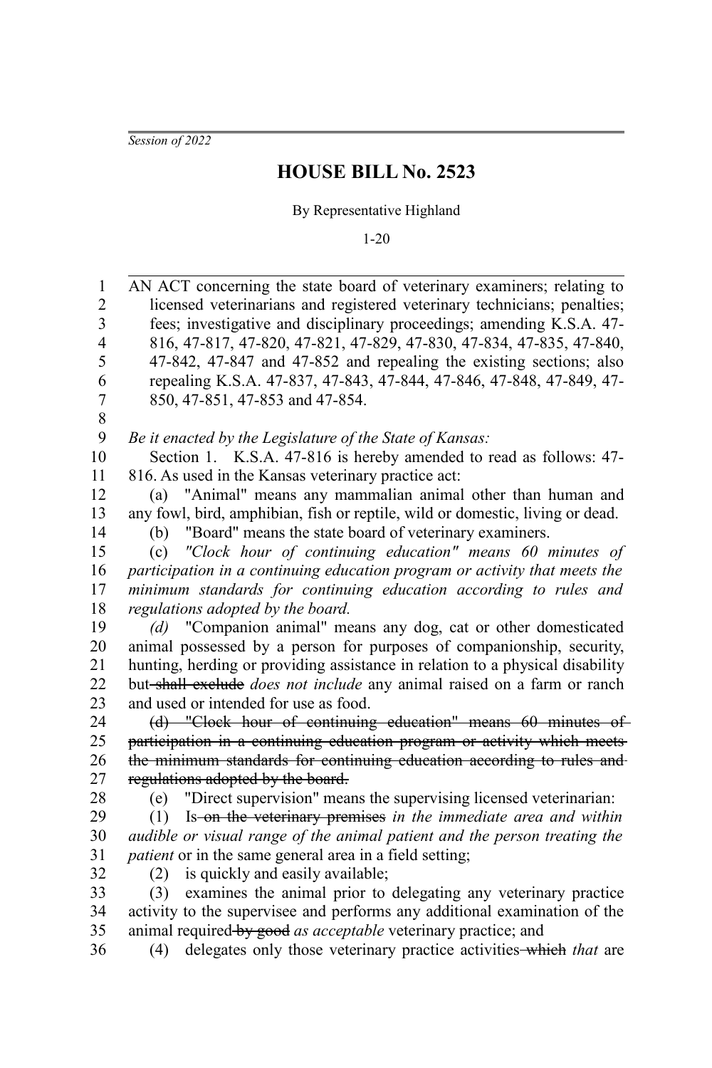*Session of 2022*

# HOUSE BILL No. 2523

By Representative Highland

1-20

AN ACT concerning the state board of veterinary examiners; relating to licensed veterinarians and registered veterinary technicians; penalties; fees; investigative and disciplinary proceedings; amending K.S.A. 47-816, 47-817, 47-820, 47-821, 47-829, 47-830, 47-834, 47-835, 47-840, 47-842, 47-847 and 47-852 and repealing the existing sections; also repealing K.S.A. 47-837, 47-843, 47-844, 47-846, 47-848, 47-849, 47-850, 47-851, 47-853 and 47-854.

*Be it enacted by the Legislature of the State of Kansas:*

Section 1. K.S.A. 47-816 is hereby amended to read as follows: 47-816. As used in the Kansas veterinary practice act:

(a) "Animal" means any mammalian animal other than human and any fowl, bird, amphibian, fish or reptile, wild or domestic, living or dead.

(b) "Board" means the state board of veterinary examiners.

(c) *"Clock hour of continuing education" means 60 minutes of participation in a continuing education program or activity that meets the minimum standards for continuing education according to rules and regulations adopted by the board.*

*(d)* "Companion animal" means any dog, cat or other domesticated animal possessed by a person for purposes of companionship, security, hunting, herding or providing assistance in relation to a physical disability but ~~shall exclude~~ *does not include* any animal raised on a farm or ranch and used or intended for use as food.

~~(d) "Clock hour of continuing education" means 60 minutes of participation in a continuing education program or activity which meets the minimum standards for continuing education according to rules and regulations adopted by the board.~~

(e) "Direct supervision" means the supervising licensed veterinarian:

(1) Is ~~on the veterinary premises~~ *in the immediate area and within audible or visual range of the animal patient and the person treating the patient* or in the same general area in a field setting;

(2) is quickly and easily available;

(3) examines the animal prior to delegating any veterinary practice activity to the supervisee and performs any additional examination of the animal required ~~by good~~ *as acceptable* veterinary practice; and

(4) delegates only those veterinary practice activities ~~which~~ *that* are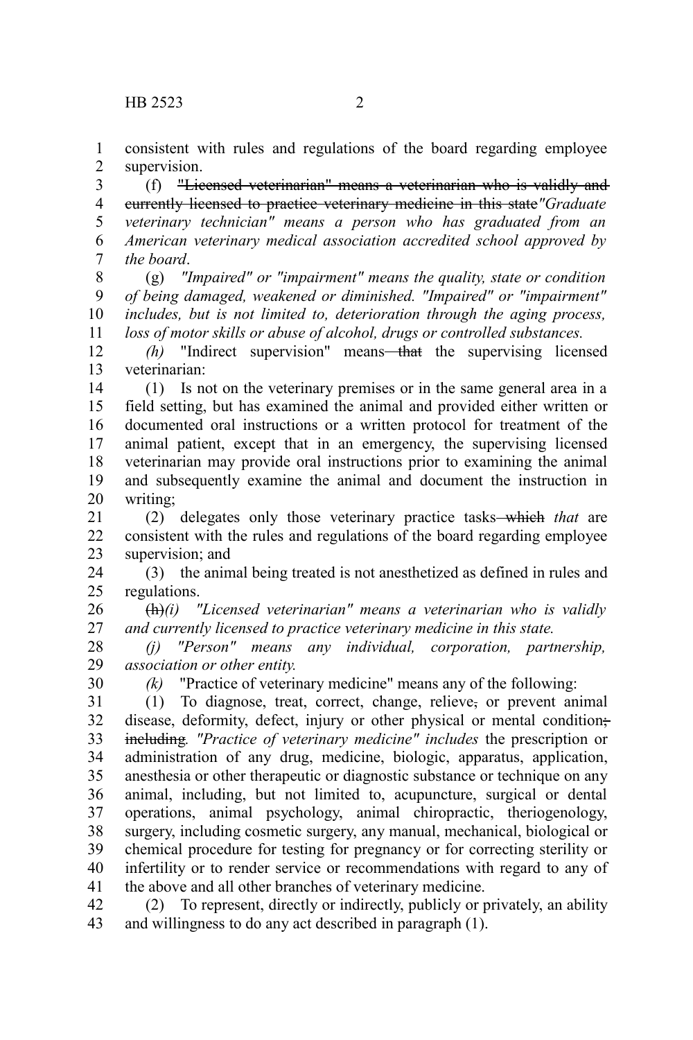consistent with rules and regulations of the board regarding employee supervision.

(f) ~~"Licensed veterinarian" means a veterinarian who is validly and currently licensed to practice veterinary medicine in this state~~*"Graduate veterinary technician" means a person who has graduated from an American veterinary medical association accredited school approved by the board*.

(g) *"Impaired" or "impairment" means the quality, state or condition of being damaged, weakened or diminished. "Impaired" or "impairment" includes, but is not limited to, deterioration through the aging process, loss of motor skills or abuse of alcohol, drugs or controlled substances.*

*(h)* "Indirect supervision" means ~~that~~ the supervising licensed veterinarian:

(1) Is not on the veterinary premises or in the same general area in a field setting, but has examined the animal and provided either written or documented oral instructions or a written protocol for treatment of the animal patient, except that in an emergency, the supervising licensed veterinarian may provide oral instructions prior to examining the animal and subsequently examine the animal and document the instruction in writing;

(2) delegates only those veterinary practice tasks ~~which~~ *that* are consistent with the rules and regulations of the board regarding employee supervision; and

(3) the animal being treated is not anesthetized as defined in rules and regulations.

~~(h)~~*(i) "Licensed veterinarian" means a veterinarian who is validly and currently licensed to practice veterinary medicine in this state.*

*(j) "Person" means any individual, corporation, partnership, association or other entity.*

*(k)* "Practice of veterinary medicine" means any of the following:

(1) To diagnose, treat, correct, change, relieve~~,~~ or prevent animal disease, deformity, defect, injury or other physical or mental condition~~;~~ ~~including~~*. "Practice of veterinary medicine" includes* the prescription or administration of any drug, medicine, biologic, apparatus, application, anesthesia or other therapeutic or diagnostic substance or technique on any animal, including, but not limited to, acupuncture, surgical or dental operations, animal psychology, animal chiropractic, theriogenology, surgery, including cosmetic surgery, any manual, mechanical, biological or chemical procedure for testing for pregnancy or for correcting sterility or infertility or to render service or recommendations with regard to any of the above and all other branches of veterinary medicine.

(2) To represent, directly or indirectly, publicly or privately, an ability and willingness to do any act described in paragraph (1).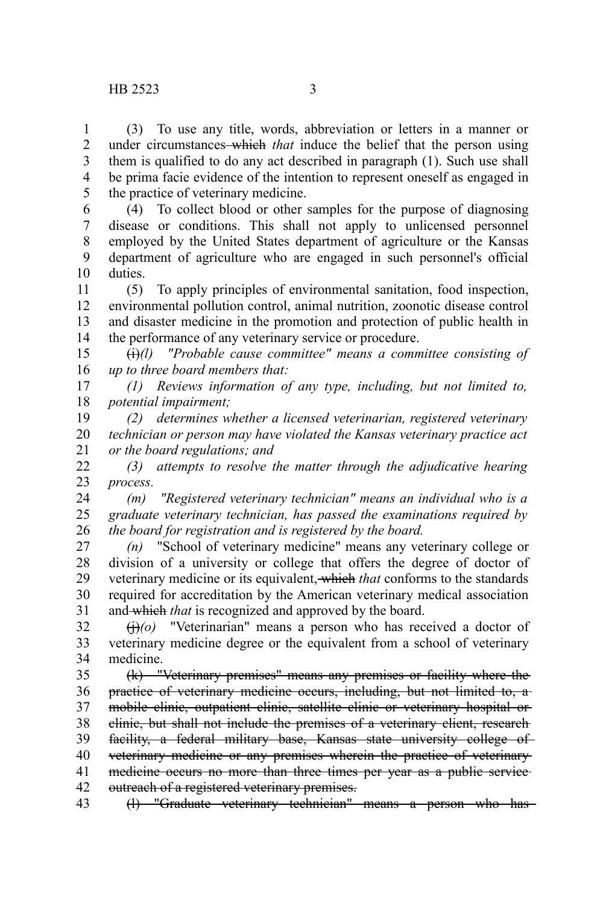(3) To use any title, words, abbreviation or letters in a manner or under circumstances ~~which~~ *that* induce the belief that the person using them is qualified to do any act described in paragraph (1). Such use shall be prima facie evidence of the intention to represent oneself as engaged in the practice of veterinary medicine.

(4) To collect blood or other samples for the purpose of diagnosing disease or conditions. This shall not apply to unlicensed personnel employed by the United States department of agriculture or the Kansas department of agriculture who are engaged in such personnel's official duties.

(5) To apply principles of environmental sanitation, food inspection, environmental pollution control, animal nutrition, zoonotic disease control and disaster medicine in the promotion and protection of public health in the performance of any veterinary service or procedure.

~~(i)~~*(l) "Probable cause committee" means a committee consisting of up to three board members that:*

*(1) Reviews information of any type, including, but not limited to, potential impairment;*

*(2) determines whether a licensed veterinarian, registered veterinary technician or person may have violated the Kansas veterinary practice act or the board regulations; and*

*(3) attempts to resolve the matter through the adjudicative hearing process.*

*(m) "Registered veterinary technician" means an individual who is a graduate veterinary technician, has passed the examinations required by the board for registration and is registered by the board.*

*(n)* "School of veterinary medicine" means any veterinary college or division of a university or college that offers the degree of doctor of veterinary medicine or its equivalent, ~~which~~ *that* conforms to the standards required for accreditation by the American veterinary medical association and ~~which~~ *that* is recognized and approved by the board.

~~(j)~~*(o)* "Veterinarian" means a person who has received a doctor of veterinary medicine degree or the equivalent from a school of veterinary medicine.

~~(k) "Veterinary premises" means any premises or facility where the practice of veterinary medicine occurs, including, but not limited to, a mobile clinic, outpatient clinic, satellite clinic or veterinary hospital or clinic, but shall not include the premises of a veterinary client, research facility, a federal military base, Kansas state university college of veterinary medicine or any premises wherein the practice of veterinary medicine occurs no more than three times per year as a public service outreach of a registered veterinary premises.~~

~~(l) "Graduate veterinary technician" means a person who has~~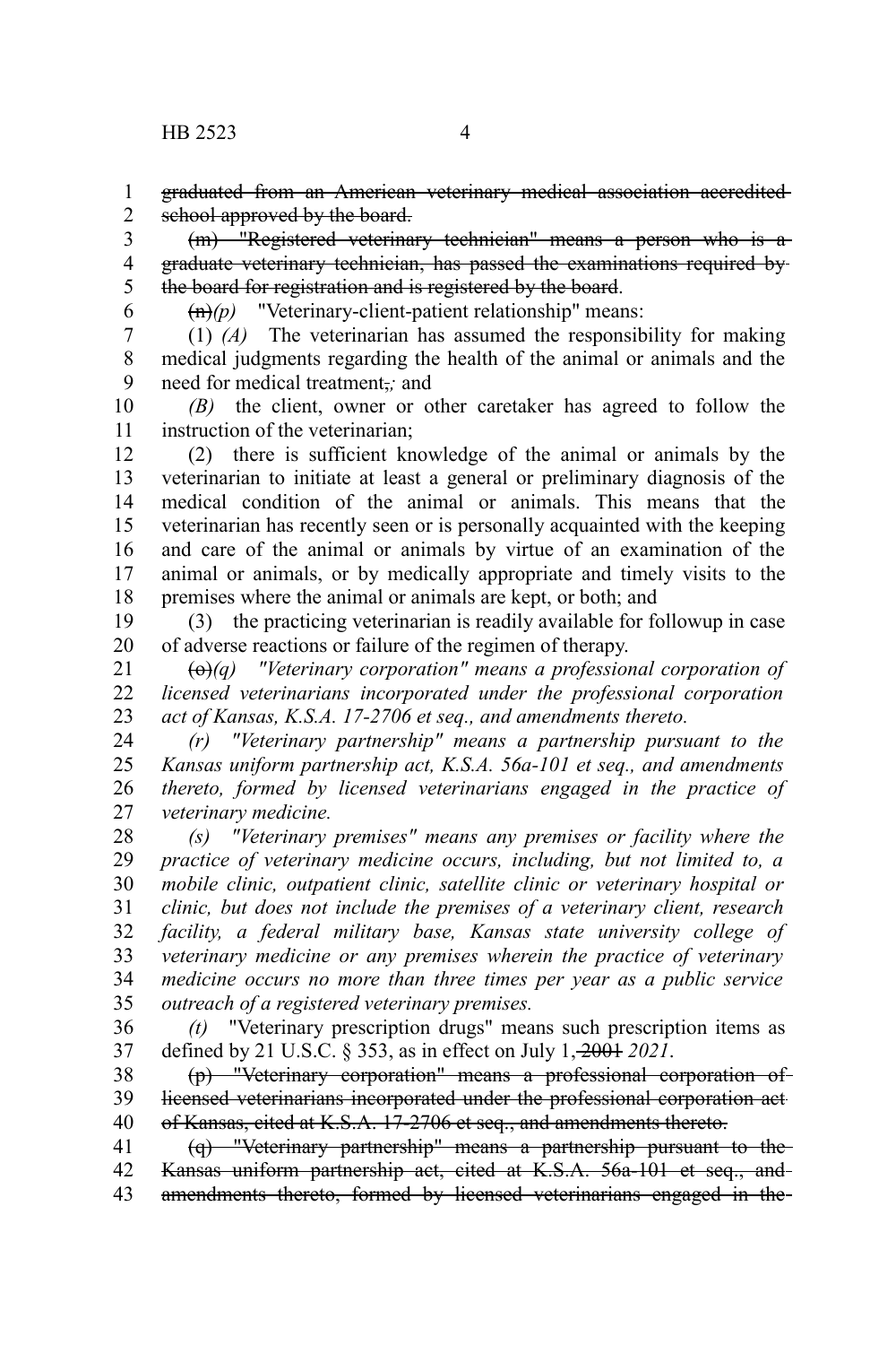~~graduated from an American veterinary medical association accredited school approved by the board.~~

~~(m) "Registered veterinary technician" means a person who is a graduate veterinary technician, has passed the examinations required by the board for registration and is registered by the board~~.

~~(n)~~*(p)* "Veterinary-client-patient relationship" means:

(1) *(A)* The veterinarian has assumed the responsibility for making medical judgments regarding the health of the animal or animals and the need for medical treatment~~,~~*;* and

*(B)* the client, owner or other caretaker has agreed to follow the instruction of the veterinarian;

(2) there is sufficient knowledge of the animal or animals by the veterinarian to initiate at least a general or preliminary diagnosis of the medical condition of the animal or animals. This means that the veterinarian has recently seen or is personally acquainted with the keeping and care of the animal or animals by virtue of an examination of the animal or animals, or by medically appropriate and timely visits to the premises where the animal or animals are kept, or both; and

(3) the practicing veterinarian is readily available for followup in case of adverse reactions or failure of the regimen of therapy.

~~(o)~~*(q) "Veterinary corporation" means a professional corporation of licensed veterinarians incorporated under the professional corporation act of Kansas, K.S.A. 17-2706 et seq., and amendments thereto.*

*(r) "Veterinary partnership" means a partnership pursuant to the Kansas uniform partnership act, K.S.A. 56a-101 et seq., and amendments thereto, formed by licensed veterinarians engaged in the practice of veterinary medicine.*

*(s) "Veterinary premises" means any premises or facility where the practice of veterinary medicine occurs, including, but not limited to, a mobile clinic, outpatient clinic, satellite clinic or veterinary hospital or clinic, but does not include the premises of a veterinary client, research facility, a federal military base, Kansas state university college of veterinary medicine or any premises wherein the practice of veterinary medicine occurs no more than three times per year as a public service outreach of a registered veterinary premises.*

*(t)* "Veterinary prescription drugs" means such prescription items as defined by 21 U.S.C. § 353, as in effect on July 1, ~~2001~~ *2021*.

~~(p) "Veterinary corporation" means a professional corporation of licensed veterinarians incorporated under the professional corporation act of Kansas, cited at K.S.A. 17-2706 et seq., and amendments thereto.~~

~~(q) "Veterinary partnership" means a partnership pursuant to the Kansas uniform partnership act, cited at K.S.A. 56a-101 et seq., and amendments thereto, formed by licensed veterinarians engaged in the~~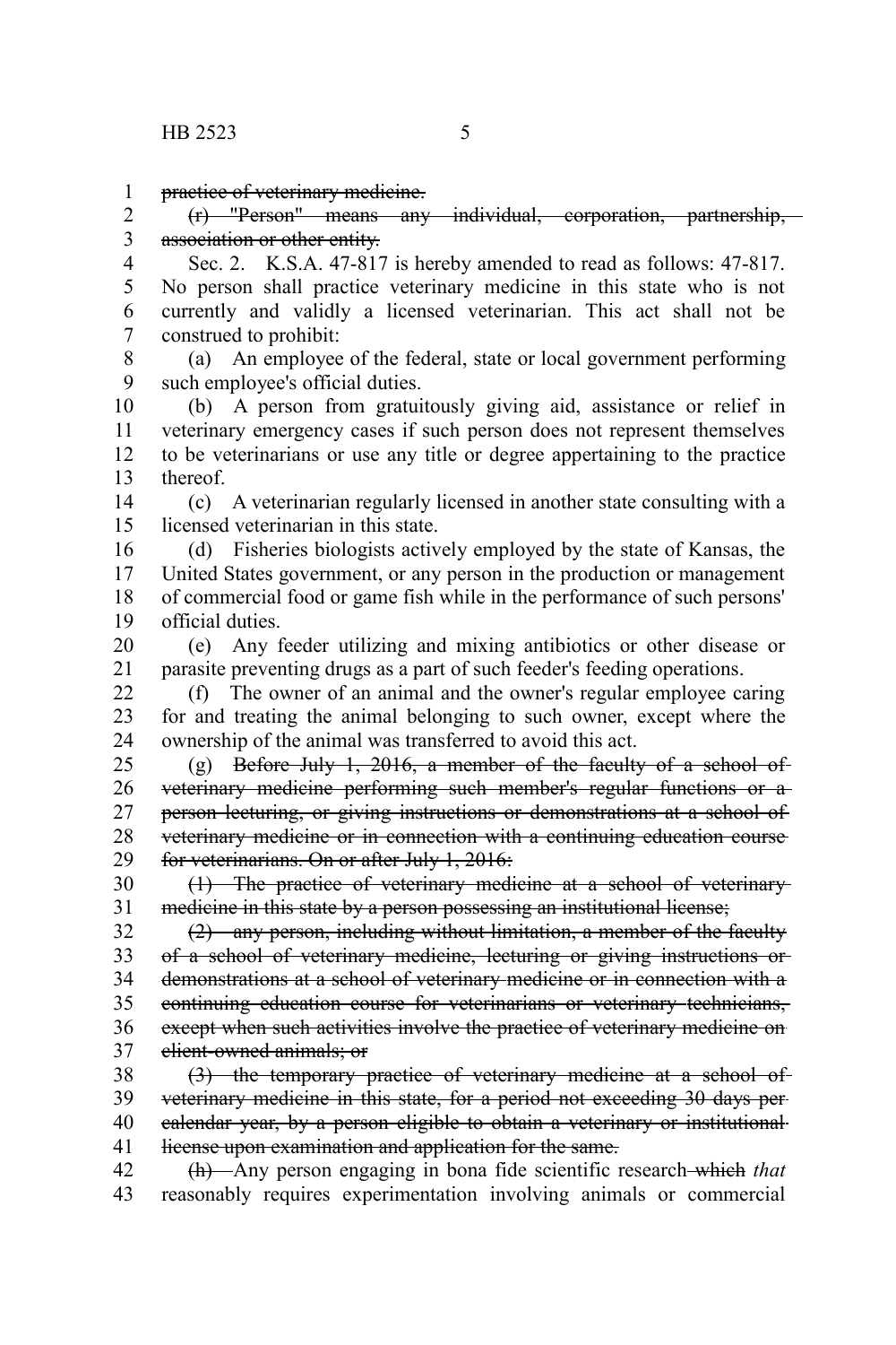~~practice of veterinary medicine.~~

~~(r) "Person" means any individual, corporation, partnership, association or other entity.~~

Sec. 2. K.S.A. 47-817 is hereby amended to read as follows: 47-817. No person shall practice veterinary medicine in this state who is not currently and validly a licensed veterinarian. This act shall not be construed to prohibit:

(a) An employee of the federal, state or local government performing such employee's official duties.

(b) A person from gratuitously giving aid, assistance or relief in veterinary emergency cases if such person does not represent themselves to be veterinarians or use any title or degree appertaining to the practice thereof.

(c) A veterinarian regularly licensed in another state consulting with a licensed veterinarian in this state.

(d) Fisheries biologists actively employed by the state of Kansas, the United States government, or any person in the production or management of commercial food or game fish while in the performance of such persons' official duties.

(e) Any feeder utilizing and mixing antibiotics or other disease or parasite preventing drugs as a part of such feeder's feeding operations.

(f) The owner of an animal and the owner's regular employee caring for and treating the animal belonging to such owner, except where the ownership of the animal was transferred to avoid this act.

(g) ~~Before July 1, 2016, a member of the faculty of a school of veterinary medicine performing such member's regular functions or a person lecturing, or giving instructions or demonstrations at a school of veterinary medicine or in connection with a continuing education course for veterinarians. On or after July 1, 2016:~~

~~(1) The practice of veterinary medicine at a school of veterinary medicine in this state by a person possessing an institutional license;~~

~~(2) any person, including without limitation, a member of the faculty of a school of veterinary medicine, lecturing or giving instructions or demonstrations at a school of veterinary medicine or in connection with a continuing education course for veterinarians or veterinary technicians, except when such activities involve the practice of veterinary medicine on client-owned animals; or~~

~~(3) the temporary practice of veterinary medicine at a school of veterinary medicine in this state, for a period not exceeding 30 days per calendar year, by a person eligible to obtain a veterinary or institutional license upon examination and application for the same.~~

~~(h)~~ Any person engaging in bona fide scientific research ~~which~~ *that* reasonably requires experimentation involving animals or commercial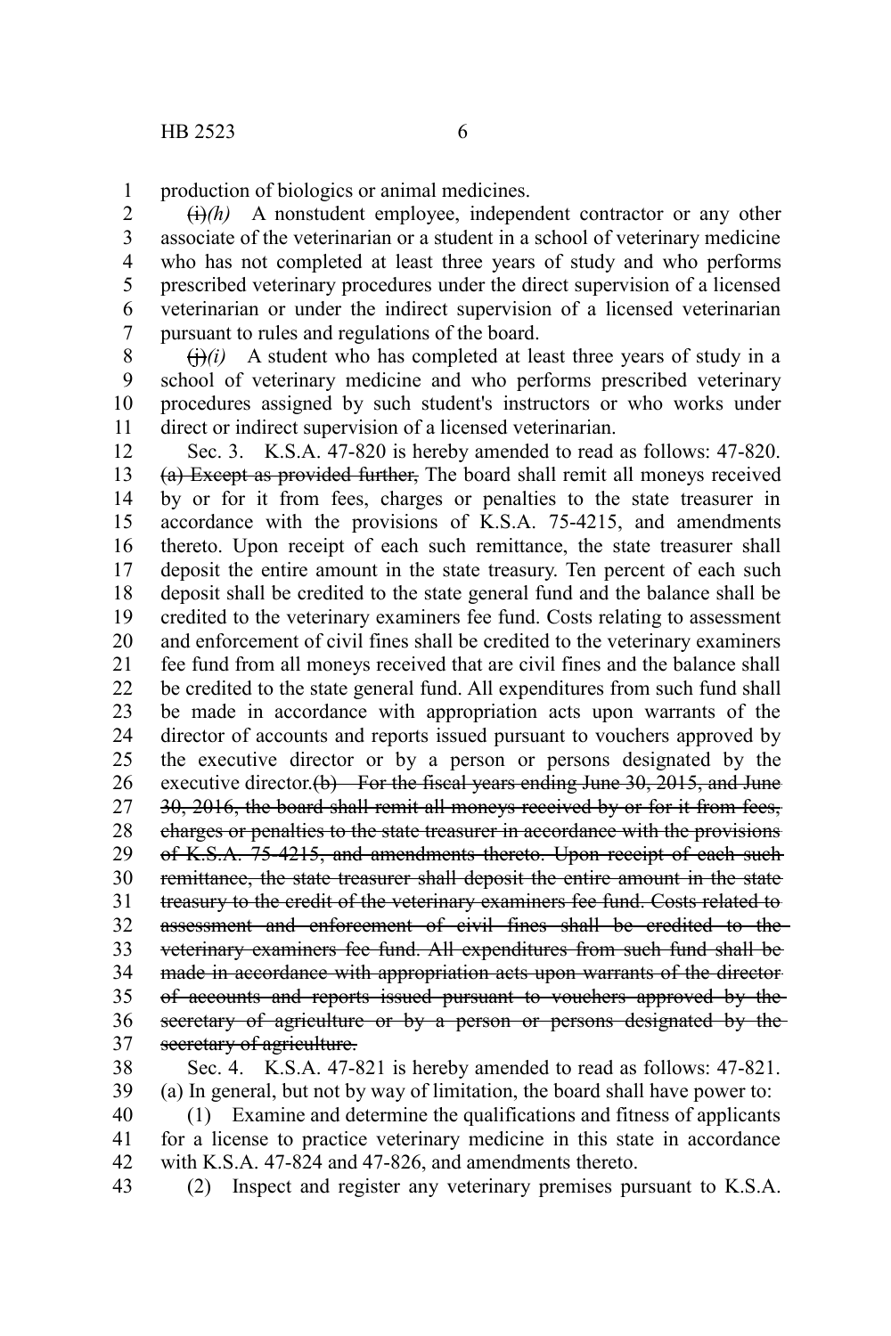production of biologics or animal medicines.

~~(i)~~*(h)* A nonstudent employee, independent contractor or any other associate of the veterinarian or a student in a school of veterinary medicine who has not completed at least three years of study and who performs prescribed veterinary procedures under the direct supervision of a licensed veterinarian or under the indirect supervision of a licensed veterinarian pursuant to rules and regulations of the board.

~~(j)~~*(i)* A student who has completed at least three years of study in a school of veterinary medicine and who performs prescribed veterinary procedures assigned by such student's instructors or who works under direct or indirect supervision of a licensed veterinarian.

Sec. 3. K.S.A. 47-820 is hereby amended to read as follows: 47-820. ~~(a) Except as provided further,~~ The board shall remit all moneys received by or for it from fees, charges or penalties to the state treasurer in accordance with the provisions of K.S.A. 75-4215, and amendments thereto. Upon receipt of each such remittance, the state treasurer shall deposit the entire amount in the state treasury. Ten percent of each such deposit shall be credited to the state general fund and the balance shall be credited to the veterinary examiners fee fund. Costs relating to assessment and enforcement of civil fines shall be credited to the veterinary examiners fee fund from all moneys received that are civil fines and the balance shall be credited to the state general fund. All expenditures from such fund shall be made in accordance with appropriation acts upon warrants of the director of accounts and reports issued pursuant to vouchers approved by the executive director or by a person or persons designated by the executive director.~~(b) For the fiscal years ending June 30, 2015, and June 30, 2016, the board shall remit all moneys received by or for it from fees, charges or penalties to the state treasurer in accordance with the provisions of K.S.A. 75-4215, and amendments thereto. Upon receipt of each such remittance, the state treasurer shall deposit the entire amount in the state treasury to the credit of the veterinary examiners fee fund. Costs related to assessment and enforcement of civil fines shall be credited to the veterinary examiners fee fund. All expenditures from such fund shall be made in accordance with appropriation acts upon warrants of the director of accounts and reports issued pursuant to vouchers approved by the secretary of agriculture or by a person or persons designated by the secretary of agriculture.~~

Sec. 4. K.S.A. 47-821 is hereby amended to read as follows: 47-821. (a) In general, but not by way of limitation, the board shall have power to:

(1) Examine and determine the qualifications and fitness of applicants for a license to practice veterinary medicine in this state in accordance with K.S.A. 47-824 and 47-826, and amendments thereto.

(2) Inspect and register any veterinary premises pursuant to K.S.A.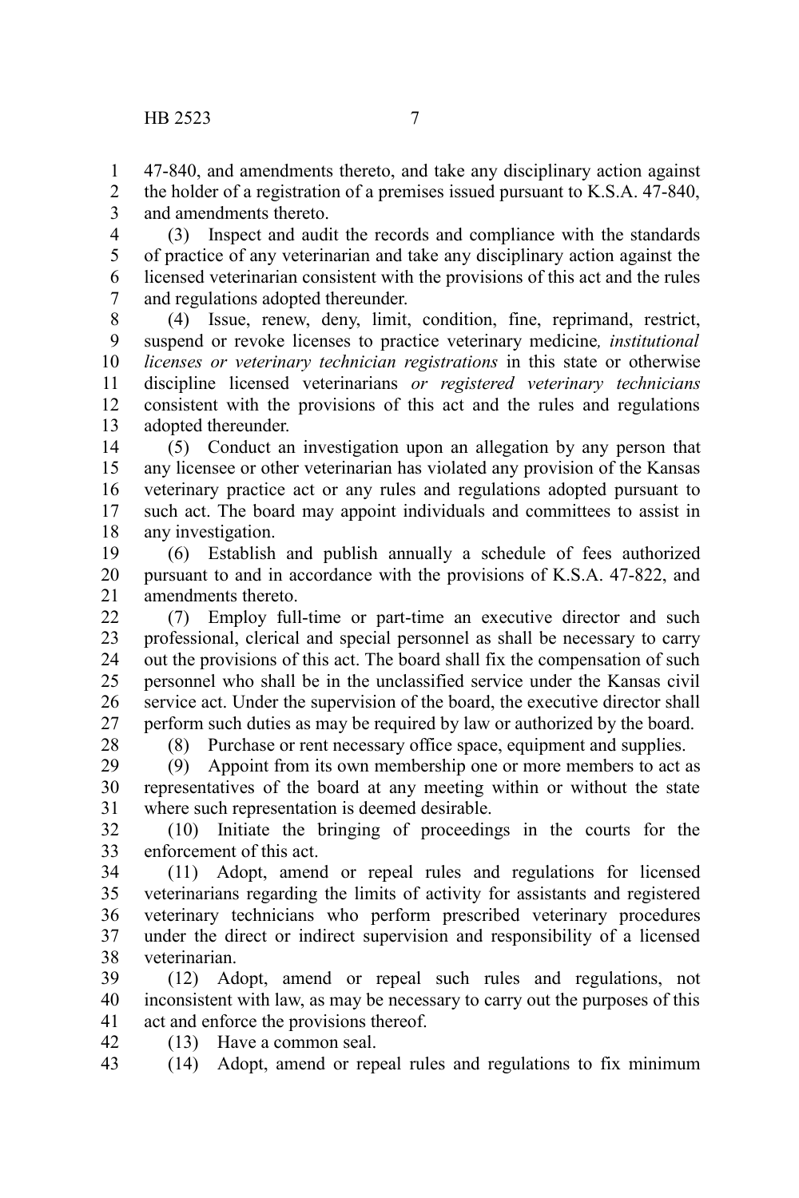47-840, and amendments thereto, and take any disciplinary action against the holder of a registration of a premises issued pursuant to K.S.A. 47-840, and amendments thereto.

(3) Inspect and audit the records and compliance with the standards of practice of any veterinarian and take any disciplinary action against the licensed veterinarian consistent with the provisions of this act and the rules and regulations adopted thereunder.

(4) Issue, renew, deny, limit, condition, fine, reprimand, restrict, suspend or revoke licenses to practice veterinary medicine*, institutional licenses or veterinary technician registrations* in this state or otherwise discipline licensed veterinarians *or registered veterinary technicians* consistent with the provisions of this act and the rules and regulations adopted thereunder.

(5) Conduct an investigation upon an allegation by any person that any licensee or other veterinarian has violated any provision of the Kansas veterinary practice act or any rules and regulations adopted pursuant to such act. The board may appoint individuals and committees to assist in any investigation.

(6) Establish and publish annually a schedule of fees authorized pursuant to and in accordance with the provisions of K.S.A. 47-822, and amendments thereto.

(7) Employ full-time or part-time an executive director and such professional, clerical and special personnel as shall be necessary to carry out the provisions of this act. The board shall fix the compensation of such personnel who shall be in the unclassified service under the Kansas civil service act. Under the supervision of the board, the executive director shall perform such duties as may be required by law or authorized by the board.

(8) Purchase or rent necessary office space, equipment and supplies.

(9) Appoint from its own membership one or more members to act as representatives of the board at any meeting within or without the state where such representation is deemed desirable.

(10) Initiate the bringing of proceedings in the courts for the enforcement of this act.

(11) Adopt, amend or repeal rules and regulations for licensed veterinarians regarding the limits of activity for assistants and registered veterinary technicians who perform prescribed veterinary procedures under the direct or indirect supervision and responsibility of a licensed veterinarian.

(12) Adopt, amend or repeal such rules and regulations, not inconsistent with law, as may be necessary to carry out the purposes of this act and enforce the provisions thereof.

(13) Have a common seal.

(14) Adopt, amend or repeal rules and regulations to fix minimum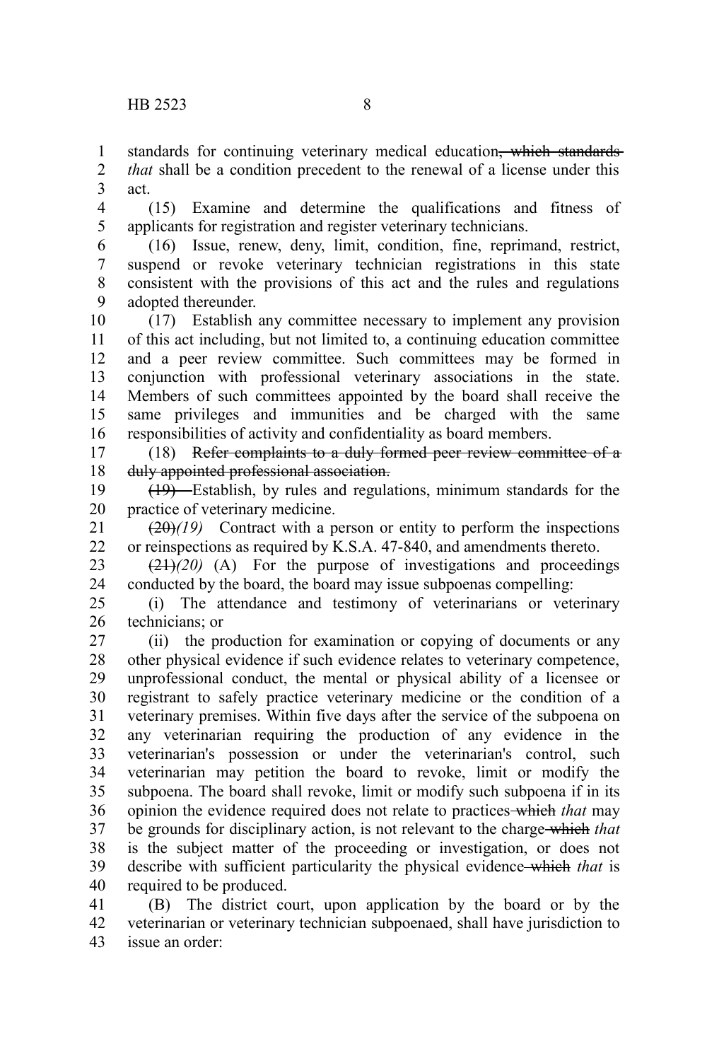standards for continuing veterinary medical education~~, which standards~~ *that* shall be a condition precedent to the renewal of a license under this act.

(15) Examine and determine the qualifications and fitness of applicants for registration and register veterinary technicians.

(16) Issue, renew, deny, limit, condition, fine, reprimand, restrict, suspend or revoke veterinary technician registrations in this state consistent with the provisions of this act and the rules and regulations adopted thereunder.

(17) Establish any committee necessary to implement any provision of this act including, but not limited to, a continuing education committee and a peer review committee. Such committees may be formed in conjunction with professional veterinary associations in the state. Members of such committees appointed by the board shall receive the same privileges and immunities and be charged with the same responsibilities of activity and confidentiality as board members.

(18) ~~Refer complaints to a duly formed peer review committee of a duly appointed professional association.~~

~~(19)~~ Establish, by rules and regulations, minimum standards for the practice of veterinary medicine.

~~(20)~~*(19)* Contract with a person or entity to perform the inspections or reinspections as required by K.S.A. 47-840, and amendments thereto.

~~(21)~~*(20)* (A) For the purpose of investigations and proceedings conducted by the board, the board may issue subpoenas compelling:

(i) The attendance and testimony of veterinarians or veterinary technicians; or

(ii) the production for examination or copying of documents or any other physical evidence if such evidence relates to veterinary competence, unprofessional conduct, the mental or physical ability of a licensee or registrant to safely practice veterinary medicine or the condition of a veterinary premises. Within five days after the service of the subpoena on any veterinarian requiring the production of any evidence in the veterinarian's possession or under the veterinarian's control, such veterinarian may petition the board to revoke, limit or modify the subpoena. The board shall revoke, limit or modify such subpoena if in its opinion the evidence required does not relate to practices ~~which~~ *that* may be grounds for disciplinary action, is not relevant to the charge ~~which~~ *that* is the subject matter of the proceeding or investigation, or does not describe with sufficient particularity the physical evidence ~~which~~ *that* is required to be produced.

(B) The district court, upon application by the board or by the veterinarian or veterinary technician subpoenaed, shall have jurisdiction to issue an order: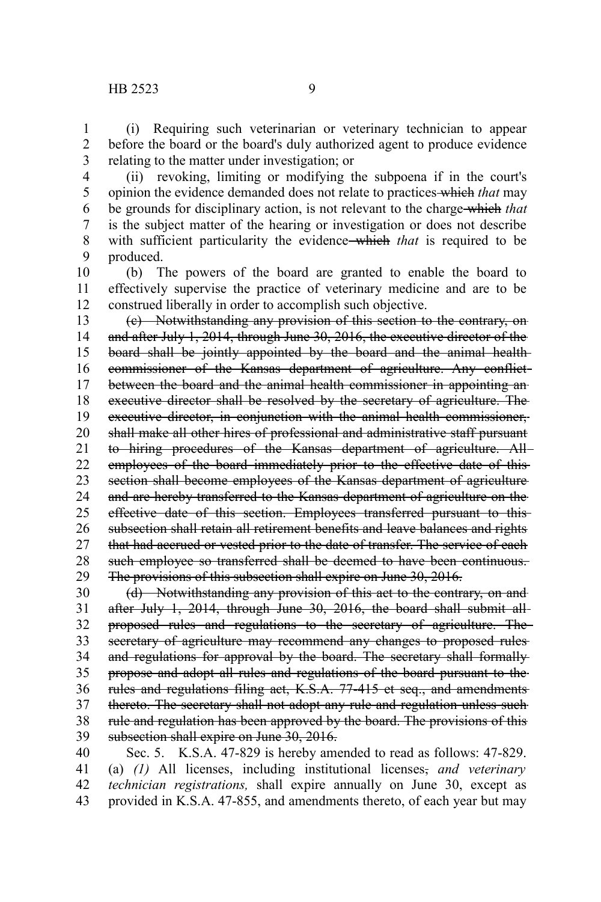(i) Requiring such veterinarian or veterinary technician to appear before the board or the board's duly authorized agent to produce evidence relating to the matter under investigation; or

(ii) revoking, limiting or modifying the subpoena if in the court's opinion the evidence demanded does not relate to practices ~~which~~ *that* may be grounds for disciplinary action, is not relevant to the charge ~~which~~ *that* is the subject matter of the hearing or investigation or does not describe with sufficient particularity the evidence ~~which~~ *that* is required to be produced.

(b) The powers of the board are granted to enable the board to effectively supervise the practice of veterinary medicine and are to be construed liberally in order to accomplish such objective.

~~(c) Notwithstanding any provision of this section to the contrary, on and after July 1, 2014, through June 30, 2016, the executive director of the board shall be jointly appointed by the board and the animal health commissioner of the Kansas department of agriculture. Any conflict between the board and the animal health commissioner in appointing an executive director shall be resolved by the secretary of agriculture. The executive director, in conjunction with the animal health commissioner, shall make all other hires of professional and administrative staff pursuant to hiring procedures of the Kansas department of agriculture. All employees of the board immediately prior to the effective date of this section shall become employees of the Kansas department of agriculture and are hereby transferred to the Kansas department of agriculture on the effective date of this section. Employees transferred pursuant to this subsection shall retain all retirement benefits and leave balances and rights that had accrued or vested prior to the date of transfer. The service of each such employee so transferred shall be deemed to have been continuous. The provisions of this subsection shall expire on June 30, 2016.~~

~~(d) Notwithstanding any provision of this act to the contrary, on and after July 1, 2014, through June 30, 2016, the board shall submit all proposed rules and regulations to the secretary of agriculture. The secretary of agriculture may recommend any changes to proposed rules and regulations for approval by the board. The secretary shall formally propose and adopt all rules and regulations of the board pursuant to the rules and regulations filing act, K.S.A. 77-415 et seq., and amendments thereto. The secretary shall not adopt any rule and regulation unless such rule and regulation has been approved by the board. The provisions of this subsection shall expire on June 30, 2016.~~

Sec. 5. K.S.A. 47-829 is hereby amended to read as follows: 47-829. (a) *(1)* All licenses, including institutional licenses~~,~~ *and veterinary technician registrations,* shall expire annually on June 30, except as provided in K.S.A. 47-855, and amendments thereto, of each year but may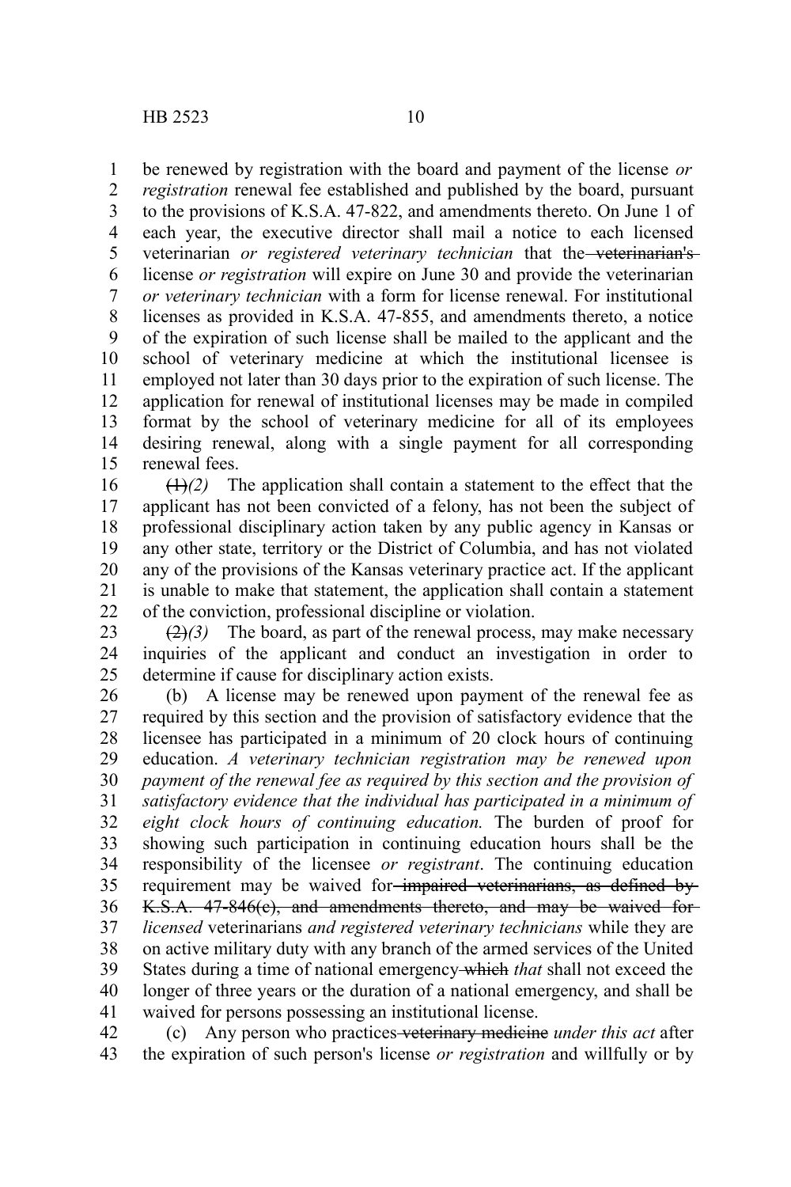be renewed by registration with the board and payment of the license *or registration* renewal fee established and published by the board, pursuant to the provisions of K.S.A. 47-822, and amendments thereto. On June 1 of each year, the executive director shall mail a notice to each licensed veterinarian *or registered veterinary technician* that the ~~veterinarian's~~ license *or registration* will expire on June 30 and provide the veterinarian *or veterinary technician* with a form for license renewal. For institutional licenses as provided in K.S.A. 47-855, and amendments thereto, a notice of the expiration of such license shall be mailed to the applicant and the school of veterinary medicine at which the institutional licensee is employed not later than 30 days prior to the expiration of such license. The application for renewal of institutional licenses may be made in compiled format by the school of veterinary medicine for all of its employees desiring renewal, along with a single payment for all corresponding renewal fees.

~~(1)~~*(2)* The application shall contain a statement to the effect that the applicant has not been convicted of a felony, has not been the subject of professional disciplinary action taken by any public agency in Kansas or any other state, territory or the District of Columbia, and has not violated any of the provisions of the Kansas veterinary practice act. If the applicant is unable to make that statement, the application shall contain a statement of the conviction, professional discipline or violation.

~~(2)~~*(3)* The board, as part of the renewal process, may make necessary inquiries of the applicant and conduct an investigation in order to determine if cause for disciplinary action exists.

(b) A license may be renewed upon payment of the renewal fee as required by this section and the provision of satisfactory evidence that the licensee has participated in a minimum of 20 clock hours of continuing education. *A veterinary technician registration may be renewed upon payment of the renewal fee as required by this section and the provision of satisfactory evidence that the individual has participated in a minimum of eight clock hours of continuing education.* The burden of proof for showing such participation in continuing education hours shall be the responsibility of the licensee *or registrant*. The continuing education requirement may be waived for ~~impaired veterinarians, as defined by K.S.A. 47-846(c), and amendments thereto, and may be waived for~~ *licensed* veterinarians *and registered veterinary technicians* while they are on active military duty with any branch of the armed services of the United States during a time of national emergency ~~which~~ *that* shall not exceed the longer of three years or the duration of a national emergency, and shall be waived for persons possessing an institutional license.

(c) Any person who practices ~~veterinary medicine~~ *under this act* after the expiration of such person's license *or registration* and willfully or by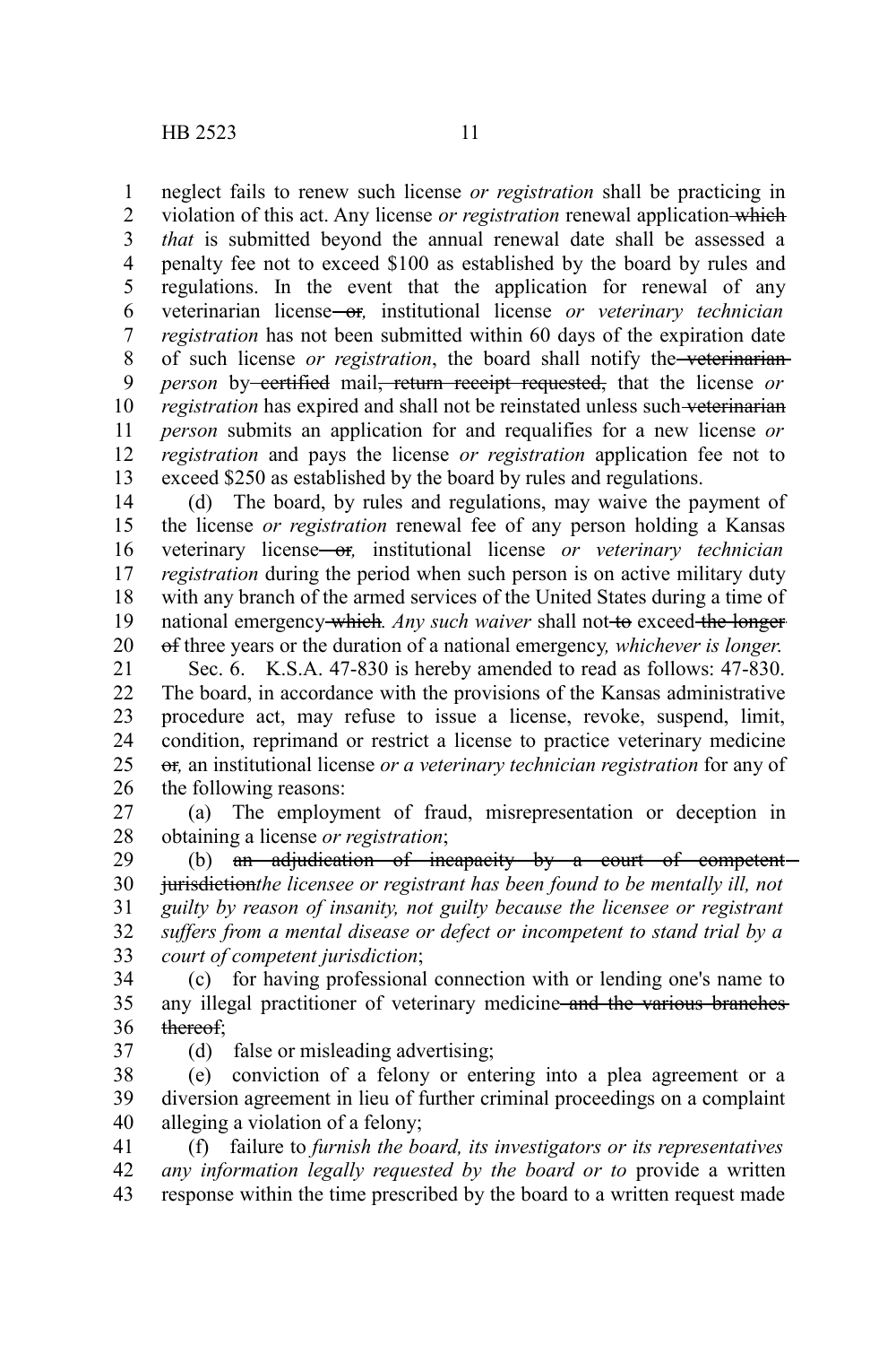neglect fails to renew such license *or registration* shall be practicing in violation of this act. Any license *or registration* renewal application ~~which~~ *that* is submitted beyond the annual renewal date shall be assessed a penalty fee not to exceed $100 as established by the board by rules and regulations. In the event that the application for renewal of any veterinarian license ~~or~~*,* institutional license *or veterinary technician registration* has not been submitted within 60 days of the expiration date of such license *or registration*, the board shall notify the ~~veterinarian~~ *person* by ~~certified~~ mail~~, return receipt requested,~~ that the license *or registration* has expired and shall not be reinstated unless such ~~veterinarian~~ *person* submits an application for and requalifies for a new license *or registration* and pays the license *or registration* application fee not to exceed $250 as established by the board by rules and regulations.

(d) The board, by rules and regulations, may waive the payment of the license *or registration* renewal fee of any person holding a Kansas veterinary license ~~or~~*,* institutional license *or veterinary technician registration* during the period when such person is on active military duty with any branch of the armed services of the United States during a time of national emergency ~~which~~*. Any such waiver* shall not ~~to~~ exceed ~~the longer of~~ three years or the duration of a national emergency*, whichever is longer.*

Sec. 6. K.S.A. 47-830 is hereby amended to read as follows: 47-830. The board, in accordance with the provisions of the Kansas administrative procedure act, may refuse to issue a license, revoke, suspend, limit, condition, reprimand or restrict a license to practice veterinary medicine ~~or~~*,* an institutional license *or a veterinary technician registration* for any of the following reasons:

(a) The employment of fraud, misrepresentation or deception in obtaining a license *or registration*;

(b) ~~an adjudication of incapacity by a court of competent jurisdiction~~*the licensee or registrant has been found to be mentally ill, not guilty by reason of insanity, not guilty because the licensee or registrant suffers from a mental disease or defect or incompetent to stand trial by a court of competent jurisdiction*;

(c) for having professional connection with or lending one's name to any illegal practitioner of veterinary medicine ~~and the various branches thereof~~;

(d) false or misleading advertising;

(e) conviction of a felony or entering into a plea agreement or a diversion agreement in lieu of further criminal proceedings on a complaint alleging a violation of a felony;

(f) failure to *furnish the board, its investigators or its representatives any information legally requested by the board or to* provide a written response within the time prescribed by the board to a written request made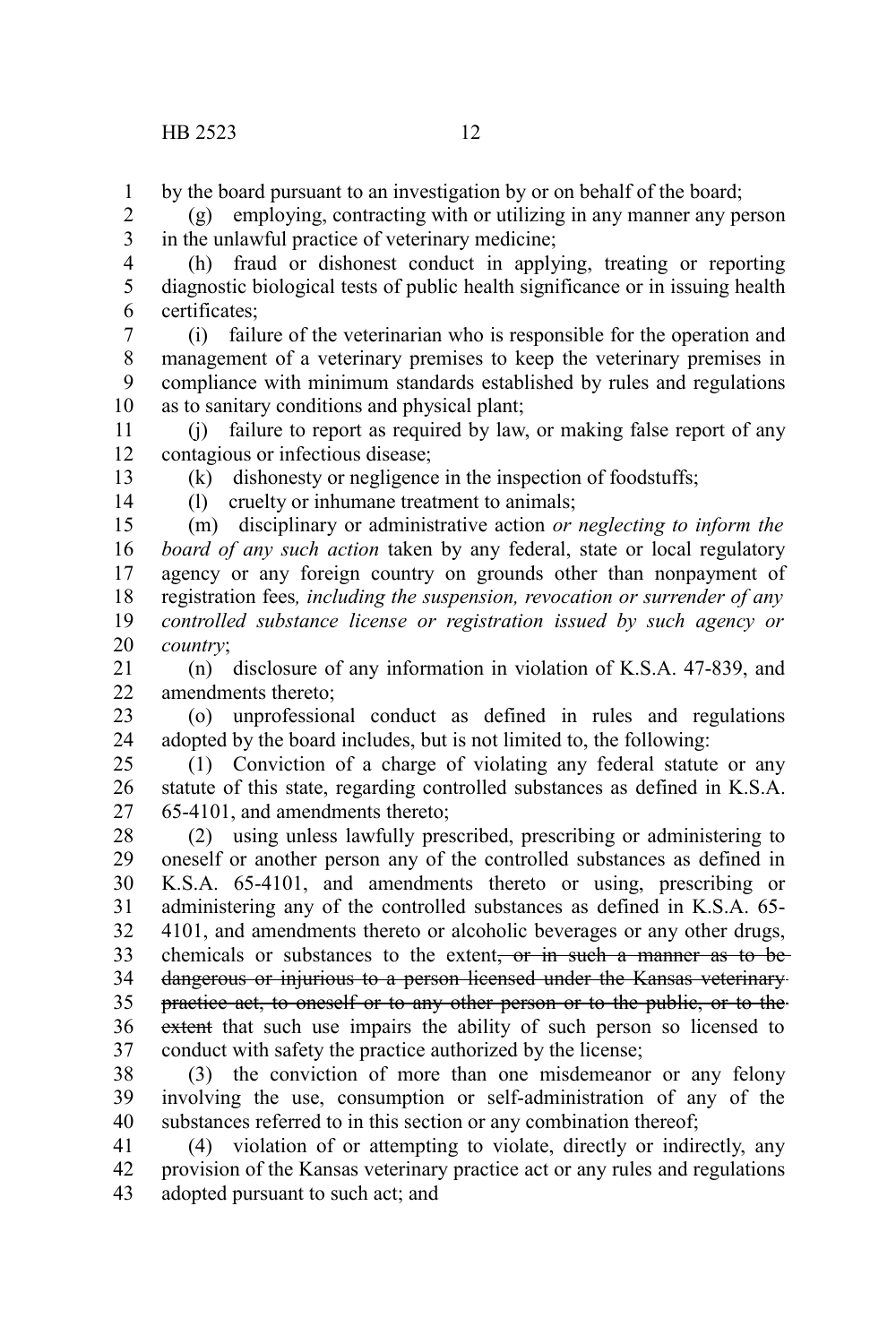by the board pursuant to an investigation by or on behalf of the board;

(g) employing, contracting with or utilizing in any manner any person in the unlawful practice of veterinary medicine;

(h) fraud or dishonest conduct in applying, treating or reporting diagnostic biological tests of public health significance or in issuing health certificates;

(i) failure of the veterinarian who is responsible for the operation and management of a veterinary premises to keep the veterinary premises in compliance with minimum standards established by rules and regulations as to sanitary conditions and physical plant;

(j) failure to report as required by law, or making false report of any contagious or infectious disease;

(k) dishonesty or negligence in the inspection of foodstuffs;

(l) cruelty or inhumane treatment to animals;

(m) disciplinary or administrative action *or neglecting to inform the board of any such action* taken by any federal, state or local regulatory agency or any foreign country on grounds other than nonpayment of registration fees*, including the suspension, revocation or surrender of any controlled substance license or registration issued by such agency or country*;

(n) disclosure of any information in violation of K.S.A. 47-839, and amendments thereto;

(o) unprofessional conduct as defined in rules and regulations adopted by the board includes, but is not limited to, the following:

(1) Conviction of a charge of violating any federal statute or any statute of this state, regarding controlled substances as defined in K.S.A. 65-4101, and amendments thereto;

(2) using unless lawfully prescribed, prescribing or administering to oneself or another person any of the controlled substances as defined in K.S.A. 65-4101, and amendments thereto or using, prescribing or administering any of the controlled substances as defined in K.S.A. 65-4101, and amendments thereto or alcoholic beverages or any other drugs, chemicals or substances to the extent~~, or in such a manner as to be dangerous or injurious to a person licensed under the Kansas veterinary practice act, to oneself or to any other person or to the public, or to the extent~~ that such use impairs the ability of such person so licensed to conduct with safety the practice authorized by the license;

(3) the conviction of more than one misdemeanor or any felony involving the use, consumption or self-administration of any of the substances referred to in this section or any combination thereof;

(4) violation of or attempting to violate, directly or indirectly, any provision of the Kansas veterinary practice act or any rules and regulations adopted pursuant to such act; and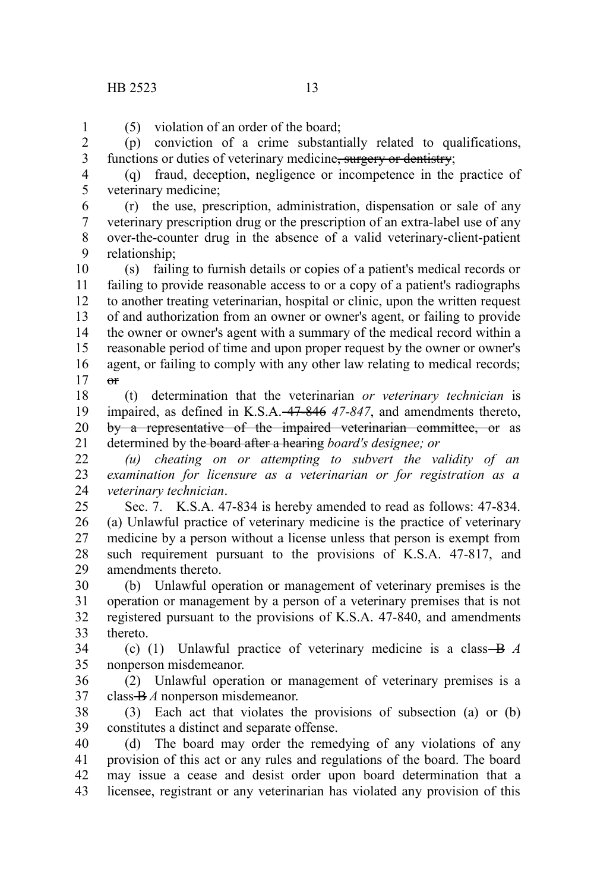(5) violation of an order of the board;

(p) conviction of a crime substantially related to qualifications, functions or duties of veterinary medicine~~, surgery or dentistry~~;

(q) fraud, deception, negligence or incompetence in the practice of veterinary medicine;

(r) the use, prescription, administration, dispensation or sale of any veterinary prescription drug or the prescription of an extra-label use of any over-the-counter drug in the absence of a valid veterinary-client-patient relationship;

(s) failing to furnish details or copies of a patient's medical records or failing to provide reasonable access to or a copy of a patient's radiographs to another treating veterinarian, hospital or clinic, upon the written request of and authorization from an owner or owner's agent, or failing to provide the owner or owner's agent with a summary of the medical record within a reasonable period of time and upon proper request by the owner or owner's agent, or failing to comply with any other law relating to medical records; ~~or~~

(t) determination that the veterinarian *or veterinary technician* is impaired, as defined in K.S.A. ~~47-846~~ *47-847*, and amendments thereto, ~~by a representative of the impaired veterinarian committee, or~~ as determined by the ~~board after a hearing~~ *board's designee; or*

*(u) cheating on or attempting to subvert the validity of an examination for licensure as a veterinarian or for registration as a veterinary technician*.

Sec. 7. K.S.A. 47-834 is hereby amended to read as follows: 47-834. (a) Unlawful practice of veterinary medicine is the practice of veterinary medicine by a person without a license unless that person is exempt from such requirement pursuant to the provisions of K.S.A. 47-817, and amendments thereto.

(b) Unlawful operation or management of veterinary premises is the operation or management by a person of a veterinary premises that is not registered pursuant to the provisions of K.S.A. 47-840, and amendments thereto.

(c) (1) Unlawful practice of veterinary medicine is a class ~~B~~ *A* nonperson misdemeanor.

(2) Unlawful operation or management of veterinary premises is a class ~~B~~ *A* nonperson misdemeanor.

(3) Each act that violates the provisions of subsection (a) or (b) constitutes a distinct and separate offense.

(d) The board may order the remedying of any violations of any provision of this act or any rules and regulations of the board. The board may issue a cease and desist order upon board determination that a licensee, registrant or any veterinarian has violated any provision of this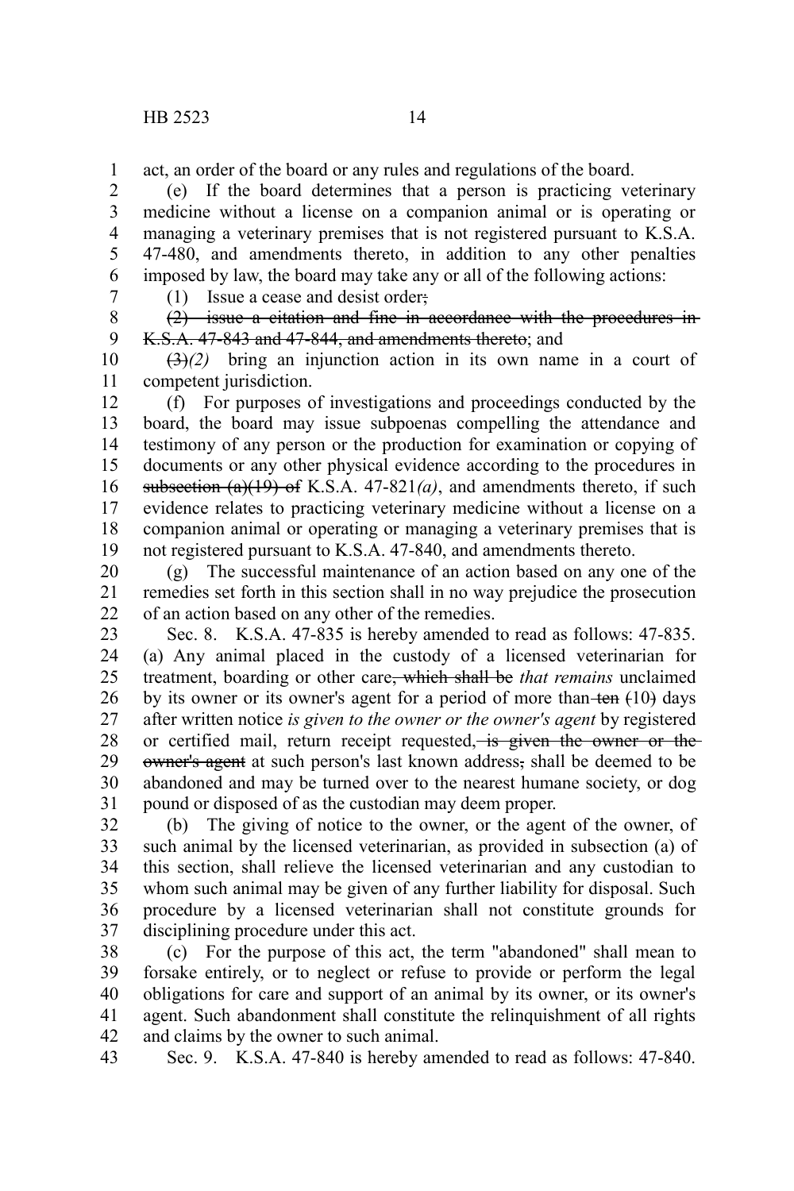act, an order of the board or any rules and regulations of the board.

(e) If the board determines that a person is practicing veterinary medicine without a license on a companion animal or is operating or managing a veterinary premises that is not registered pursuant to K.S.A. 47-480, and amendments thereto, in addition to any other penalties imposed by law, the board may take any or all of the following actions:

(1) Issue a cease and desist order~~;~~

~~(2) issue a citation and fine in accordance with the procedures in K.S.A. 47-843 and 47-844, and amendments thereto~~; and

~~(3)~~*(2)* bring an injunction action in its own name in a court of competent jurisdiction.

(f) For purposes of investigations and proceedings conducted by the board, the board may issue subpoenas compelling the attendance and testimony of any person or the production for examination or copying of documents or any other physical evidence according to the procedures in ~~subsection (a)(19) of~~ K.S.A. 47-821*(a)*, and amendments thereto, if such evidence relates to practicing veterinary medicine without a license on a companion animal or operating or managing a veterinary premises that is not registered pursuant to K.S.A. 47-840, and amendments thereto.

(g) The successful maintenance of an action based on any one of the remedies set forth in this section shall in no way prejudice the prosecution of an action based on any other of the remedies.

Sec. 8. K.S.A. 47-835 is hereby amended to read as follows: 47-835. (a) Any animal placed in the custody of a licensed veterinarian for treatment, boarding or other care~~, which shall be~~ *that remains* unclaimed by its owner or its owner's agent for a period of more than ~~ten (10)~~ days after written notice *is given to the owner or the owner's agent* by registered or certified mail, return receipt requested~~, is given the owner or the owner's agent~~ at such person's last known address~~,~~ shall be deemed to be abandoned and may be turned over to the nearest humane society, or dog pound or disposed of as the custodian may deem proper.

(b) The giving of notice to the owner, or the agent of the owner, of such animal by the licensed veterinarian, as provided in subsection (a) of this section, shall relieve the licensed veterinarian and any custodian to whom such animal may be given of any further liability for disposal. Such procedure by a licensed veterinarian shall not constitute grounds for disciplining procedure under this act.

(c) For the purpose of this act, the term "abandoned" shall mean to forsake entirely, or to neglect or refuse to provide or perform the legal obligations for care and support of an animal by its owner, or its owner's agent. Such abandonment shall constitute the relinquishment of all rights and claims by the owner to such animal.

Sec. 9. K.S.A. 47-840 is hereby amended to read as follows: 47-840.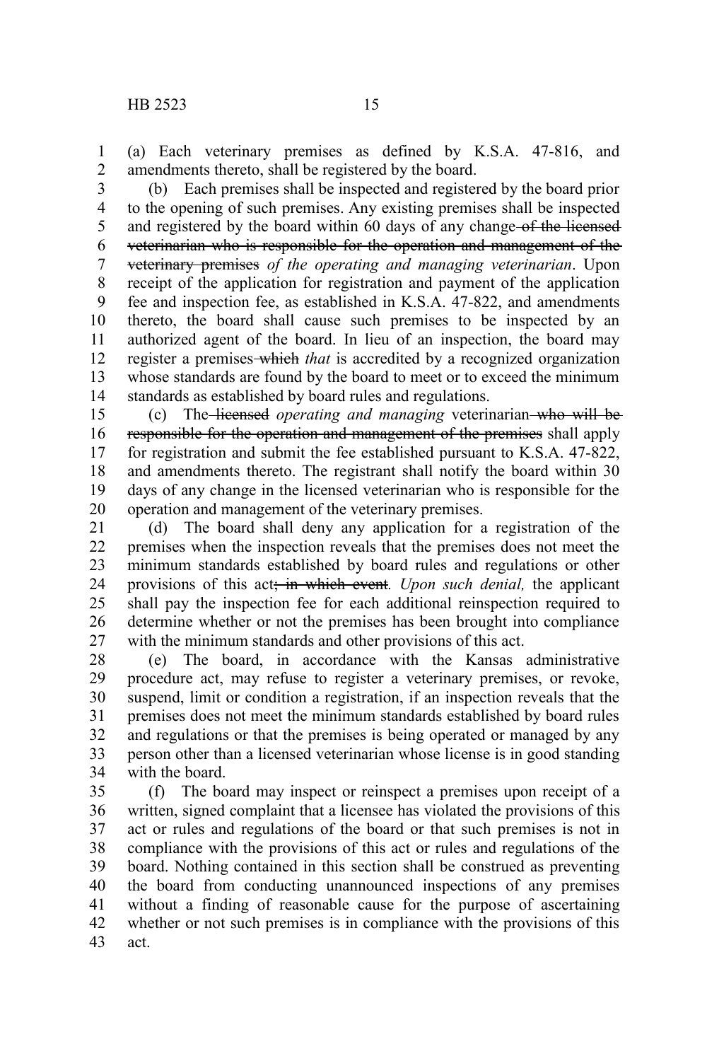(a) Each veterinary premises as defined by K.S.A. 47-816, and amendments thereto, shall be registered by the board.

(b) Each premises shall be inspected and registered by the board prior to the opening of such premises. Any existing premises shall be inspected and registered by the board within 60 days of any change ~~of the licensed veterinarian who is responsible for the operation and management of the veterinary premises~~ *of the operating and managing veterinarian*. Upon receipt of the application for registration and payment of the application fee and inspection fee, as established in K.S.A. 47-822, and amendments thereto, the board shall cause such premises to be inspected by an authorized agent of the board. In lieu of an inspection, the board may register a premises ~~which~~ *that* is accredited by a recognized organization whose standards are found by the board to meet or to exceed the minimum standards as established by board rules and regulations.

(c) The ~~licensed~~ *operating and managing* veterinarian ~~who will be responsible for the operation and management of the premises~~ shall apply for registration and submit the fee established pursuant to K.S.A. 47-822, and amendments thereto. The registrant shall notify the board within 30 days of any change in the licensed veterinarian who is responsible for the operation and management of the veterinary premises.

(d) The board shall deny any application for a registration of the premises when the inspection reveals that the premises does not meet the minimum standards established by board rules and regulations or other provisions of this act~~; in which event~~. *Upon such denial,* the applicant shall pay the inspection fee for each additional reinspection required to determine whether or not the premises has been brought into compliance with the minimum standards and other provisions of this act.

(e) The board, in accordance with the Kansas administrative procedure act, may refuse to register a veterinary premises, or revoke, suspend, limit or condition a registration, if an inspection reveals that the premises does not meet the minimum standards established by board rules and regulations or that the premises is being operated or managed by any person other than a licensed veterinarian whose license is in good standing with the board.

(f) The board may inspect or reinspect a premises upon receipt of a written, signed complaint that a licensee has violated the provisions of this act or rules and regulations of the board or that such premises is not in compliance with the provisions of this act or rules and regulations of the board. Nothing contained in this section shall be construed as preventing the board from conducting unannounced inspections of any premises without a finding of reasonable cause for the purpose of ascertaining whether or not such premises is in compliance with the provisions of this act.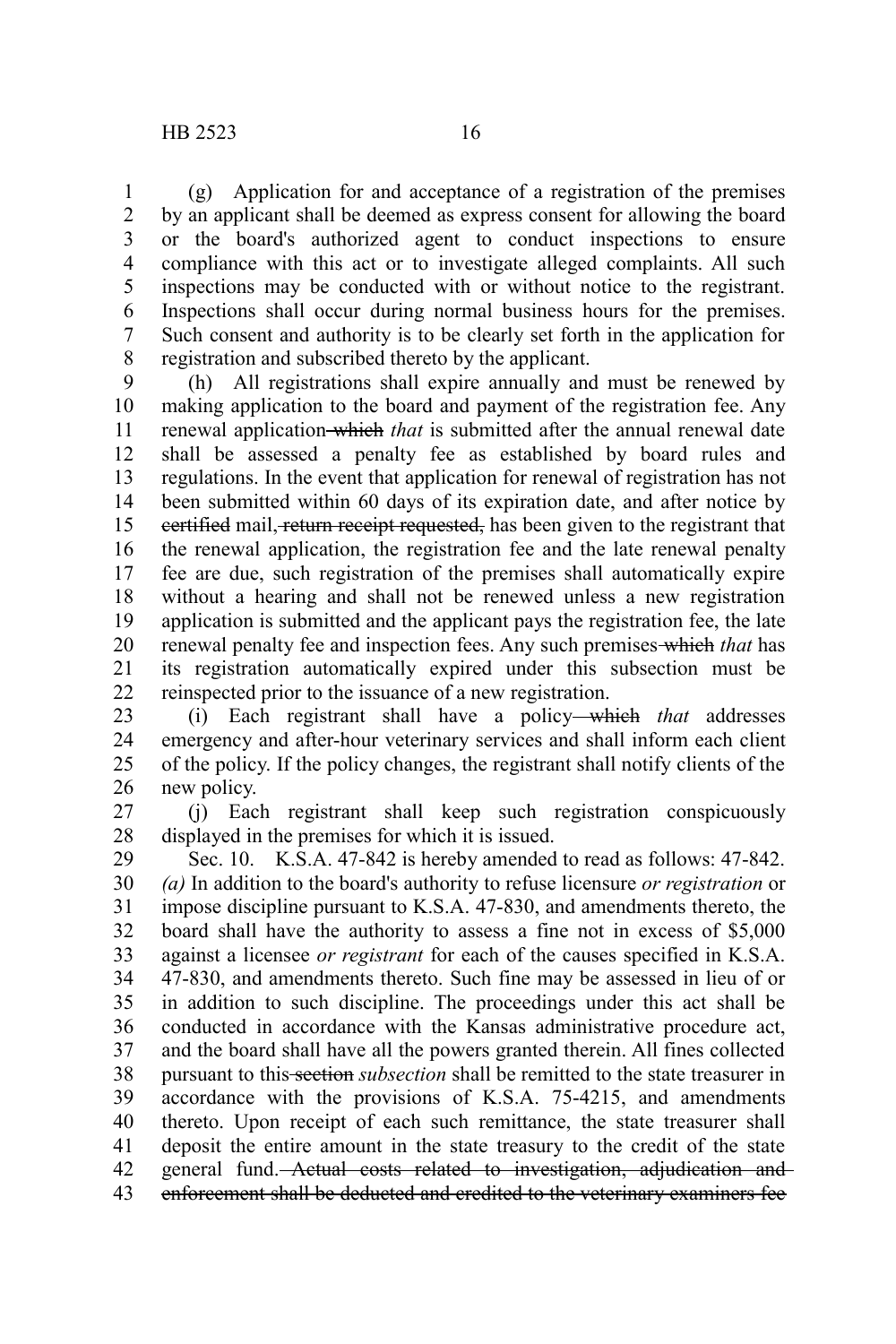(g) Application for and acceptance of a registration of the premises by an applicant shall be deemed as express consent for allowing the board or the board's authorized agent to conduct inspections to ensure compliance with this act or to investigate alleged complaints. All such inspections may be conducted with or without notice to the registrant. Inspections shall occur during normal business hours for the premises. Such consent and authority is to be clearly set forth in the application for registration and subscribed thereto by the applicant.

(h) All registrations shall expire annually and must be renewed by making application to the board and payment of the registration fee. Any renewal application ~~which~~ *that* is submitted after the annual renewal date shall be assessed a penalty fee as established by board rules and regulations. In the event that application for renewal of registration has not been submitted within 60 days of its expiration date, and after notice by ~~certified~~ mail~~, return receipt requested,~~ has been given to the registrant that the renewal application, the registration fee and the late renewal penalty fee are due, such registration of the premises shall automatically expire without a hearing and shall not be renewed unless a new registration application is submitted and the applicant pays the registration fee, the late renewal penalty fee and inspection fees. Any such premises ~~which~~ *that* has its registration automatically expired under this subsection must be reinspected prior to the issuance of a new registration.

(i) Each registrant shall have a policy ~~which~~ *that* addresses emergency and after-hour veterinary services and shall inform each client of the policy. If the policy changes, the registrant shall notify clients of the new policy.

(j) Each registrant shall keep such registration conspicuously displayed in the premises for which it is issued.

Sec. 10. K.S.A. 47-842 is hereby amended to read as follows: 47-842. *(a)* In addition to the board's authority to refuse licensure *or registration* or impose discipline pursuant to K.S.A. 47-830, and amendments thereto, the board shall have the authority to assess a fine not in excess of $5,000 against a licensee *or registrant* for each of the causes specified in K.S.A. 47-830, and amendments thereto. Such fine may be assessed in lieu of or in addition to such discipline. The proceedings under this act shall be conducted in accordance with the Kansas administrative procedure act, and the board shall have all the powers granted therein. All fines collected pursuant to this ~~section~~ *subsection* shall be remitted to the state treasurer in accordance with the provisions of K.S.A. 75-4215, and amendments thereto. Upon receipt of each such remittance, the state treasurer shall deposit the entire amount in the state treasury to the credit of the state general fund. ~~Actual costs related to investigation, adjudication and enforcement shall be deducted and credited to the veterinary examiners fee~~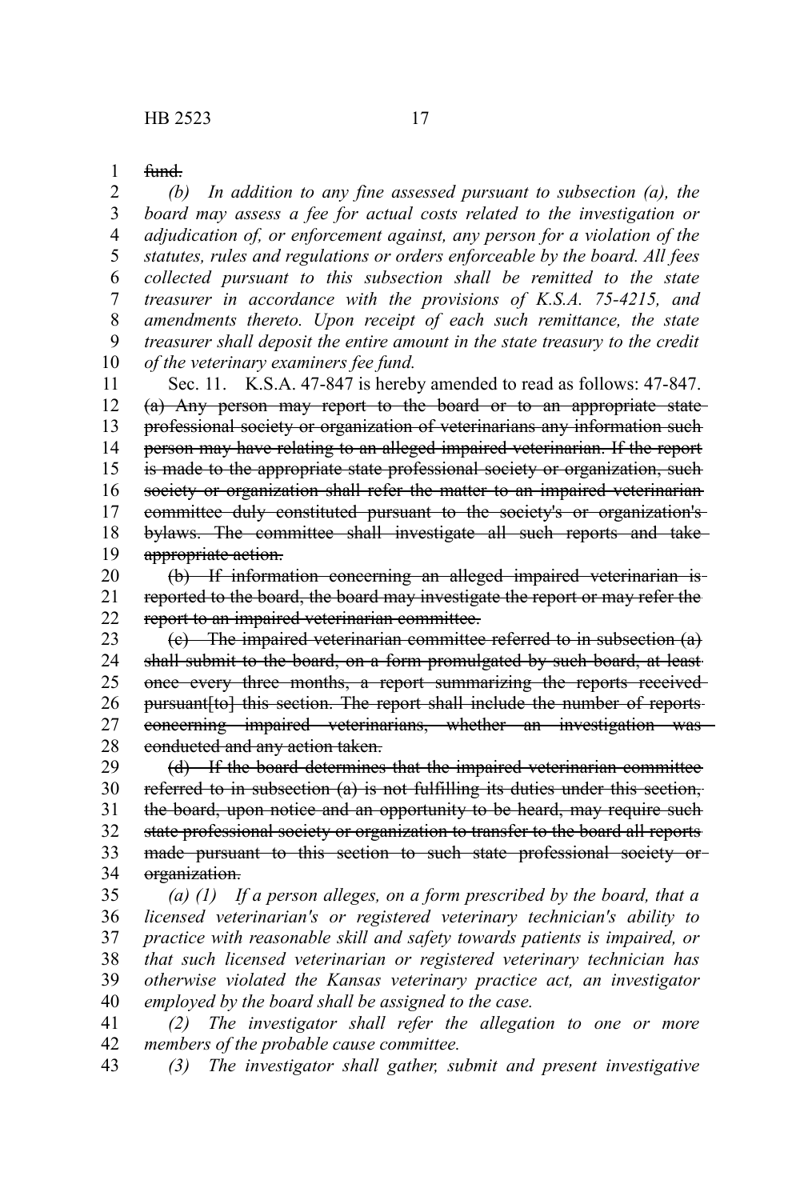~~fund.~~

*(b) In addition to any fine assessed pursuant to subsection (a), the board may assess a fee for actual costs related to the investigation or adjudication of, or enforcement against, any person for a violation of the statutes, rules and regulations or orders enforceable by the board. All fees collected pursuant to this subsection shall be remitted to the state treasurer in accordance with the provisions of K.S.A. 75-4215, and amendments thereto. Upon receipt of each such remittance, the state treasurer shall deposit the entire amount in the state treasury to the credit of the veterinary examiners fee fund.*

Sec. 11. K.S.A. 47-847 is hereby amended to read as follows: 47-847. ~~(a) Any person may report to the board or to an appropriate state professional society or organization of veterinarians any information such person may have relating to an alleged impaired veterinarian. If the report is made to the appropriate state professional society or organization, such society or organization shall refer the matter to an impaired veterinarian committee duly constituted pursuant to the society's or organization's bylaws. The committee shall investigate all such reports and take appropriate action.~~

~~(b) If information concerning an alleged impaired veterinarian is reported to the board, the board may investigate the report or may refer the report to an impaired veterinarian committee.~~

~~(c) The impaired veterinarian committee referred to in subsection (a) shall submit to the board, on a form promulgated by such board, at least once every three months, a report summarizing the reports received pursuant[to] this section. The report shall include the number of reports concerning impaired veterinarians, whether an investigation was conducted and any action taken.~~

~~(d) If the board determines that the impaired veterinarian committee referred to in subsection (a) is not fulfilling its duties under this section, the board, upon notice and an opportunity to be heard, may require such state professional society or organization to transfer to the board all reports made pursuant to this section to such state professional society or organization.~~

*(a) (1) If a person alleges, on a form prescribed by the board, that a licensed veterinarian's or registered veterinary technician's ability to practice with reasonable skill and safety towards patients is impaired, or that such licensed veterinarian or registered veterinary technician has otherwise violated the Kansas veterinary practice act, an investigator employed by the board shall be assigned to the case.*

*(2) The investigator shall refer the allegation to one or more members of the probable cause committee.*

*(3) The investigator shall gather, submit and present investigative*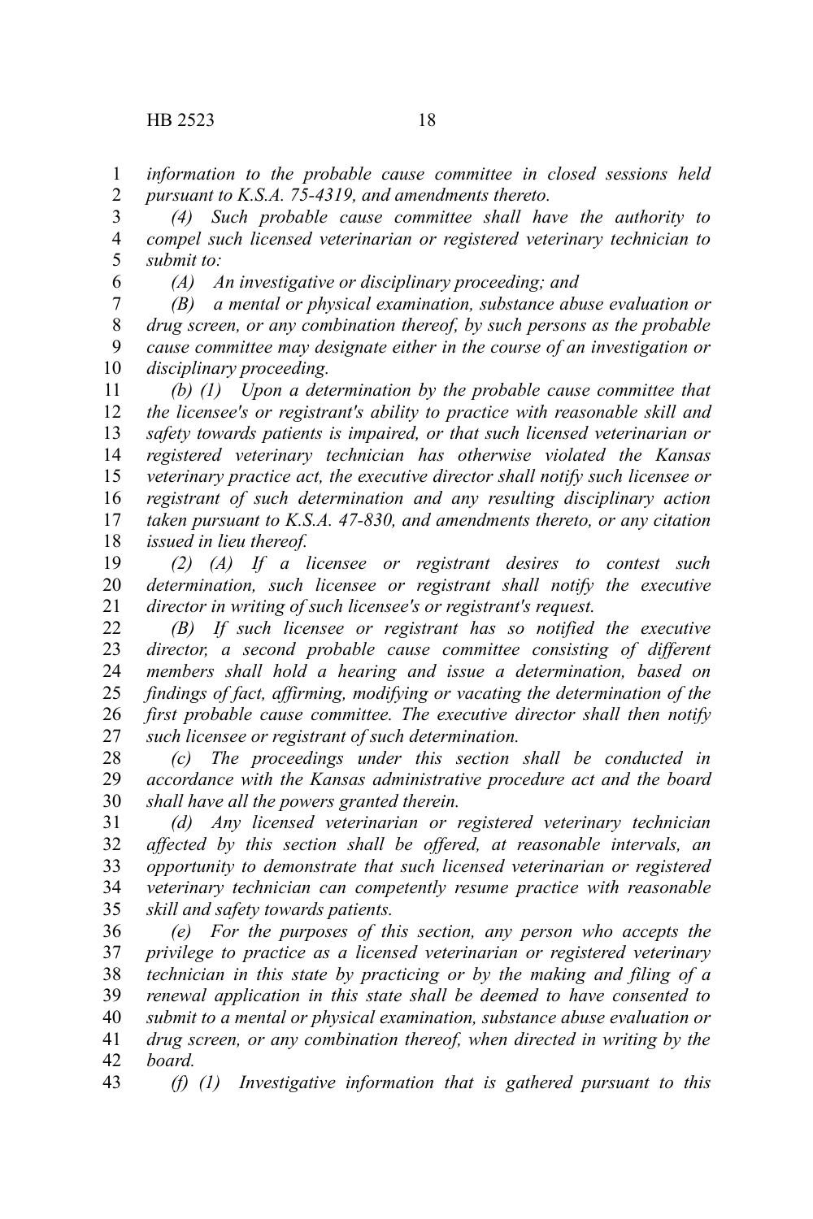*information to the probable cause committee in closed sessions held pursuant to K.S.A. 75-4319, and amendments thereto.*

*(4) Such probable cause committee shall have the authority to compel such licensed veterinarian or registered veterinary technician to submit to:*

*(A) An investigative or disciplinary proceeding; and*

*(B) a mental or physical examination, substance abuse evaluation or drug screen, or any combination thereof, by such persons as the probable cause committee may designate either in the course of an investigation or disciplinary proceeding.*

*(b) (1) Upon a determination by the probable cause committee that the licensee's or registrant's ability to practice with reasonable skill and safety towards patients is impaired, or that such licensed veterinarian or registered veterinary technician has otherwise violated the Kansas veterinary practice act, the executive director shall notify such licensee or registrant of such determination and any resulting disciplinary action taken pursuant to K.S.A. 47-830, and amendments thereto, or any citation issued in lieu thereof.*

*(2) (A) If a licensee or registrant desires to contest such determination, such licensee or registrant shall notify the executive director in writing of such licensee's or registrant's request.*

*(B) If such licensee or registrant has so notified the executive director, a second probable cause committee consisting of different members shall hold a hearing and issue a determination, based on findings of fact, affirming, modifying or vacating the determination of the first probable cause committee. The executive director shall then notify such licensee or registrant of such determination.*

*(c) The proceedings under this section shall be conducted in accordance with the Kansas administrative procedure act and the board shall have all the powers granted therein.*

*(d) Any licensed veterinarian or registered veterinary technician affected by this section shall be offered, at reasonable intervals, an opportunity to demonstrate that such licensed veterinarian or registered veterinary technician can competently resume practice with reasonable skill and safety towards patients.*

*(e) For the purposes of this section, any person who accepts the privilege to practice as a licensed veterinarian or registered veterinary technician in this state by practicing or by the making and filing of a renewal application in this state shall be deemed to have consented to submit to a mental or physical examination, substance abuse evaluation or drug screen, or any combination thereof, when directed in writing by the board.*

*(f) (1) Investigative information that is gathered pursuant to this*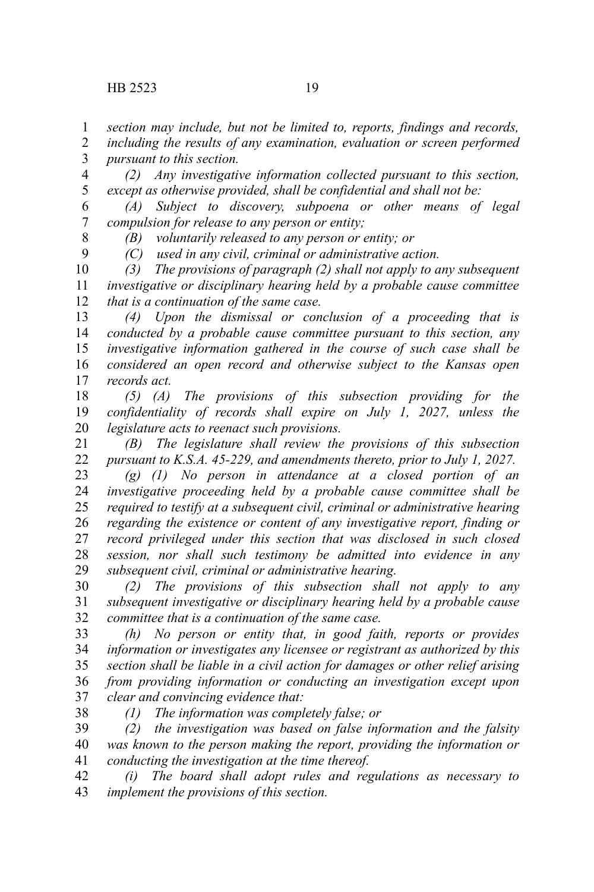*section may include, but not be limited to, reports, findings and records, including the results of any examination, evaluation or screen performed pursuant to this section.*

*(2) Any investigative information collected pursuant to this section, except as otherwise provided, shall be confidential and shall not be:*

*(A) Subject to discovery, subpoena or other means of legal compulsion for release to any person or entity;*

*(B) voluntarily released to any person or entity; or*

*(C) used in any civil, criminal or administrative action.*

*(3) The provisions of paragraph (2) shall not apply to any subsequent investigative or disciplinary hearing held by a probable cause committee that is a continuation of the same case.*

*(4) Upon the dismissal or conclusion of a proceeding that is conducted by a probable cause committee pursuant to this section, any investigative information gathered in the course of such case shall be considered an open record and otherwise subject to the Kansas open records act.*

*(5) (A) The provisions of this subsection providing for the confidentiality of records shall expire on July 1, 2027, unless the legislature acts to reenact such provisions.*

*(B) The legislature shall review the provisions of this subsection pursuant to K.S.A. 45-229, and amendments thereto, prior to July 1, 2027.*

*(g) (1) No person in attendance at a closed portion of an investigative proceeding held by a probable cause committee shall be required to testify at a subsequent civil, criminal or administrative hearing regarding the existence or content of any investigative report, finding or record privileged under this section that was disclosed in such closed session, nor shall such testimony be admitted into evidence in any subsequent civil, criminal or administrative hearing.*

*(2) The provisions of this subsection shall not apply to any subsequent investigative or disciplinary hearing held by a probable cause committee that is a continuation of the same case.*

*(h) No person or entity that, in good faith, reports or provides information or investigates any licensee or registrant as authorized by this section shall be liable in a civil action for damages or other relief arising from providing information or conducting an investigation except upon clear and convincing evidence that:*

*(1) The information was completely false; or*

*(2) the investigation was based on false information and the falsity was known to the person making the report, providing the information or conducting the investigation at the time thereof.*

*(i) The board shall adopt rules and regulations as necessary to implement the provisions of this section.*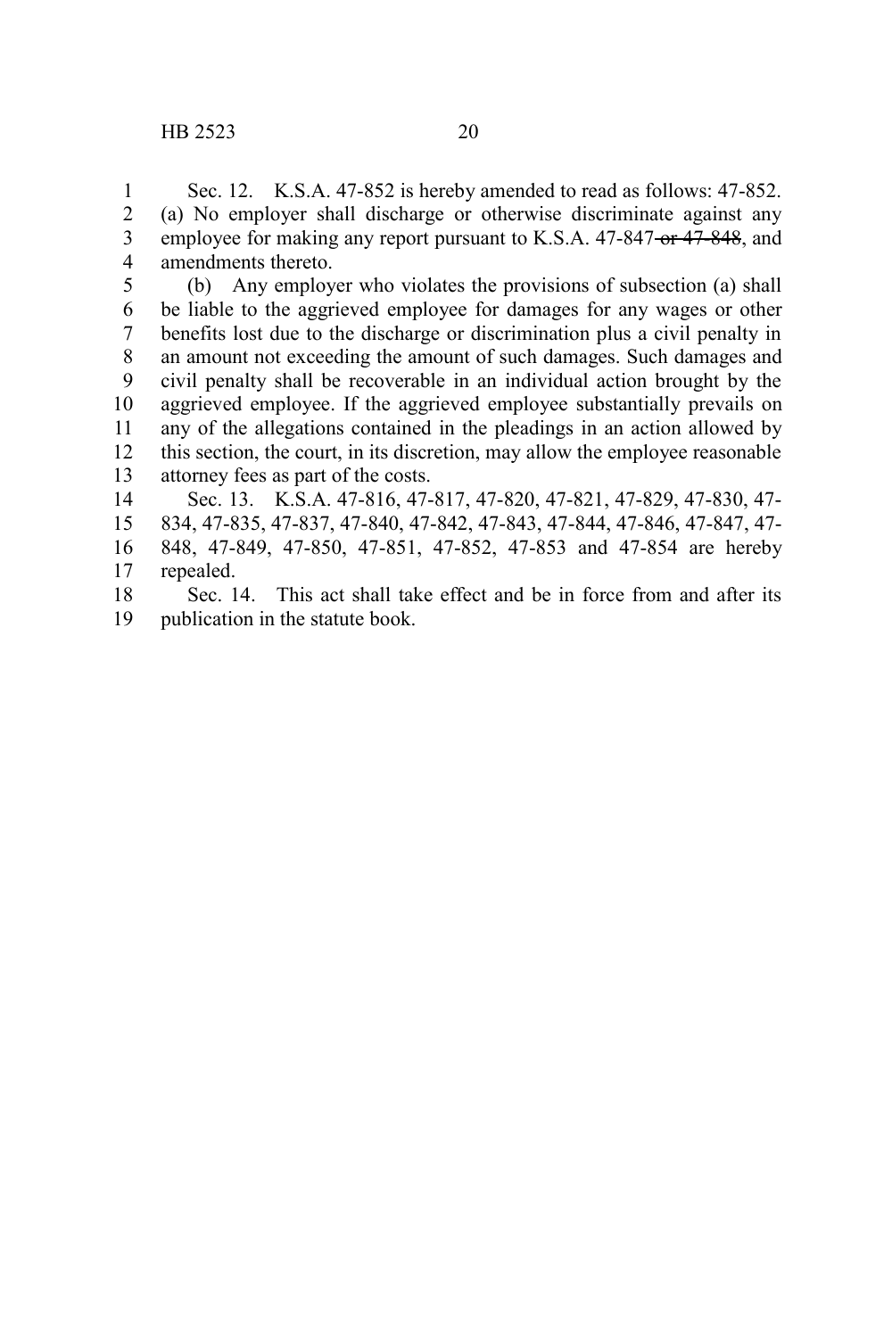Sec. 12. K.S.A. 47-852 is hereby amended to read as follows: 47-852. (a) No employer shall discharge or otherwise discriminate against any employee for making any report pursuant to K.S.A. 47-847 ~~or 47-848~~, and amendments thereto.

(b) Any employer who violates the provisions of subsection (a) shall be liable to the aggrieved employee for damages for any wages or other benefits lost due to the discharge or discrimination plus a civil penalty in an amount not exceeding the amount of such damages. Such damages and civil penalty shall be recoverable in an individual action brought by the aggrieved employee. If the aggrieved employee substantially prevails on any of the allegations contained in the pleadings in an action allowed by this section, the court, in its discretion, may allow the employee reasonable attorney fees as part of the costs.

Sec. 13. K.S.A. 47-816, 47-817, 47-820, 47-821, 47-829, 47-830, 47-834, 47-835, 47-837, 47-840, 47-842, 47-843, 47-844, 47-846, 47-847, 47-848, 47-849, 47-850, 47-851, 47-852, 47-853 and 47-854 are hereby repealed.

Sec. 14. This act shall take effect and be in force from and after its publication in the statute book.